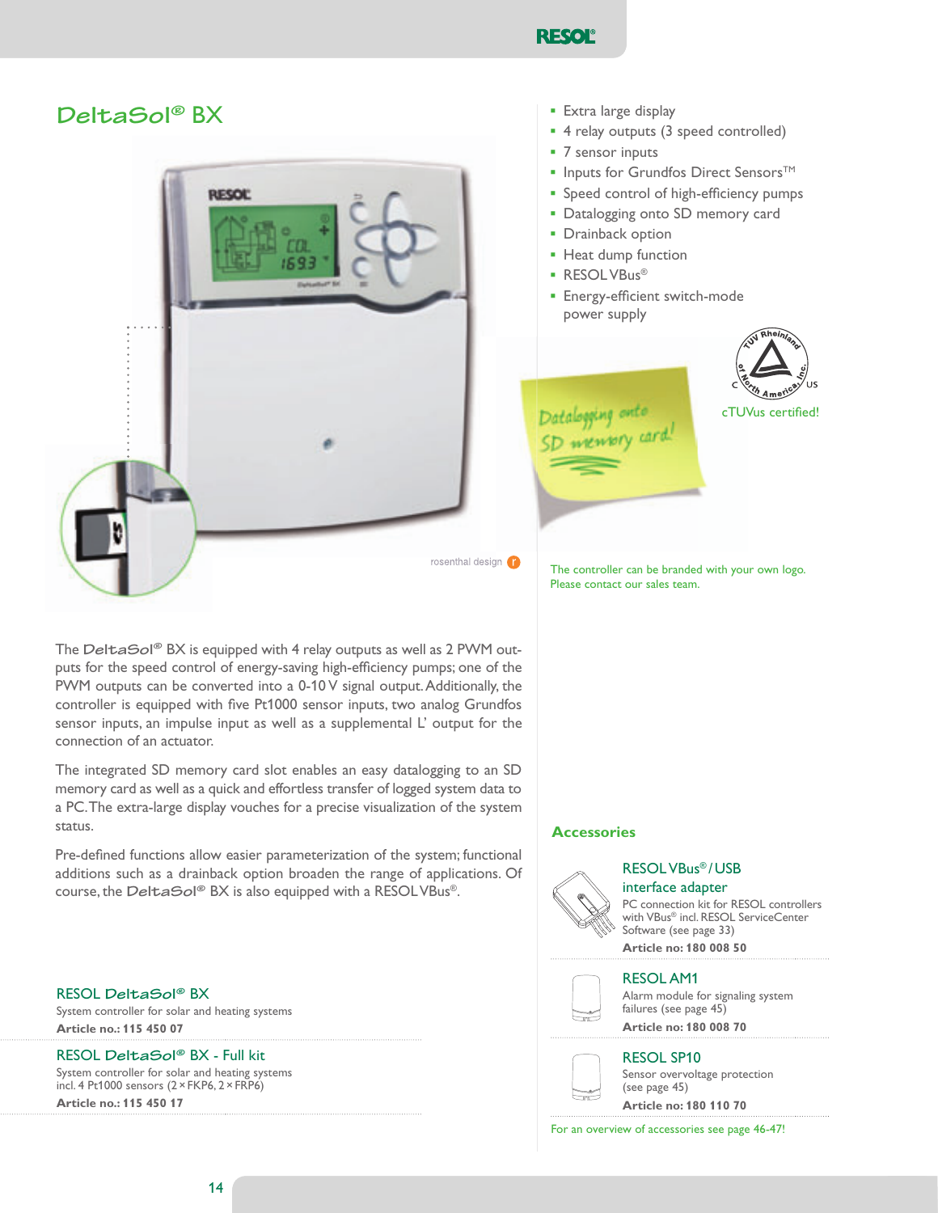# DeltaSol® BX

- Extra large display
- 4 relay outputs (3 speed controlled)
- 7 sensor inputs
- Inputs for Grundfos Direct Sensors™
- Speed control of high-efficiency pumps
- Datalogging onto SD memory card
- Drainback option
- Heat dump function
- RESOL VBus®
- Energy-efficient switch-mode power supply

cTUVus certified!

rosenthal design

The controller can be branded with your own logo. Please contact our sales team.

The DeltaSol® BX is equipped with 4 relay outputs as well as 2 PWM outputs for the speed control of energy-saving high-efficiency pumps; one of the PWM outputs can be converted into a 0-10 V signal output. Additionally, the controller is equipped with five Pt1000 sensor inputs, two analog Grundfos sensor inputs, an impulse input as well a supplemental L' output for the connection of an actuator.

The integrated SD memory card slot enables an easy datalogging to an SD memory card as well as a quick and effortless transfer of logged system data to a PC. The extra-large display vouches for a precise visualization of the system status.

Pre-defined functions allow easier parameterization of the system; functional additions such as a drainback option broaden the range of applications. Of course, the DeltaSol® BX is also equipped with a RESOL VBus®.

### RESOL DeltaSol® BX

System controller for solar and heating systems

**Article no.: 115 450 07**

### RESOL DeltaSol® BX - Full kit

System controller for solar and heating systems incl. 4 Pt1000 sensors (2 × FKP6, 2 × FRP6)

**Article no.: 115 450 17**

## Accessories

### RESOL VBus® / USB interface adapter

PC connection kit for RESOL controllers with VBus® incl. RESOL ServiceCenter Software (see page 33)

**Article no: 180 008 50**

### RESOL AM1

Alarm module for signaling system failures (see page 45)

**Article no: 180 008 70**

### RESOL SP10

Sensor overvoltage protection (see page 45)

**Article no: 180 110 70**

For an overview of accessories see page 46-47!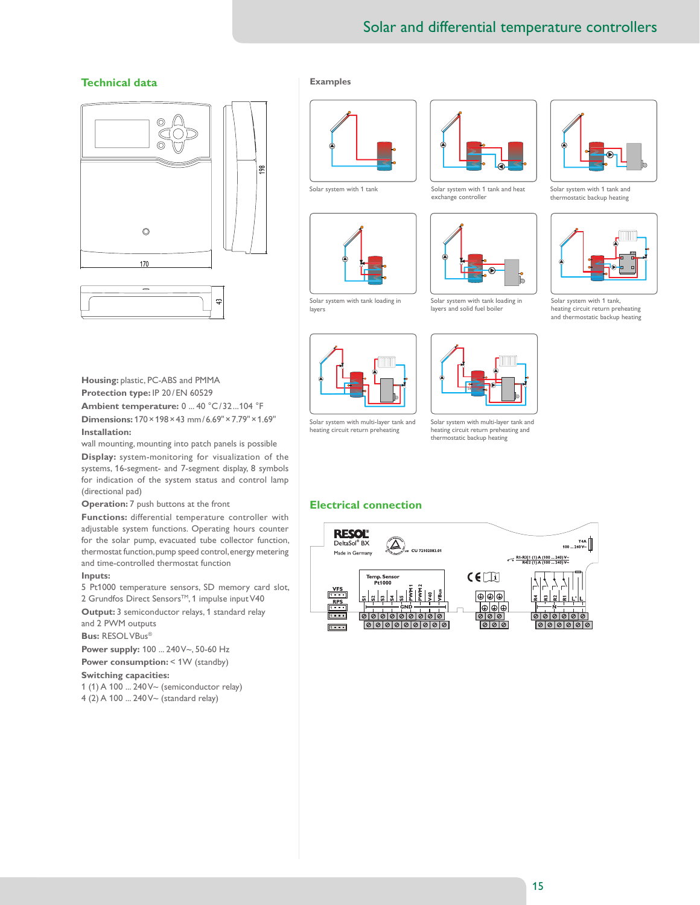## Technical data

**Housing:** plastic, PC-ABS and PMMA
**Protection type:** IP 20 / EN 60529
**Ambient temperature:** 0 ... 40 °C / 32 ...104 °F
**Dimensions:** 170 × 198 × 43 mm / 6.69" × 7.79" × 1.69"
**Installation:**
wall mounting, mounting into patch panels is possible
**Display:** system-monitoring for visualization of the systems, 16-segment- and 7-segment display, 8 symbols for indication of the system status and control lamp (directional pad)
**Operation:** 7 push buttons at the front
**Functions:** differential temperature controller with adjustable system functions. Operating hours counter for the solar pump, evacuated tube collector function, thermostat function, pump speed control, energy metering and time-controlled thermostat function
**Inputs:**
5 Pt1000 temperature sensors, SD memory card slot, 2 Grundfos Direct Sensors™, 1 impulse input V40
**Output:** 3 semiconductor relays, 1 standard relay and 2 PWM outputs
**Bus:** RESOL VBus®
**Power supply:** 100 ... 240 V~, 50-60 Hz
**Power consumption:** < 1 W (standby)
**Switching capacities:**
1 (1) A 100 ... 240 V~ (semiconductor relay)
4 (2) A 100 ... 240 V~ (standard relay)

## Examples

Solar system with 1 tank

Solar system with 1 tank and heat exchange controller

Solar system with 1 tank and thermostatic backup heating

Solar system with tank loading in layers

Solar system with tank loading in layers and solid fuel boiler

Solar system with 1 tank, heating circuit return preheating and thermostatic backup heating

Solar system with multi-layer tank and heating circuit return preheating

Solar system with multi-layer tank and heating circuit return preheating and thermostatic backup heating

## Electrical connection